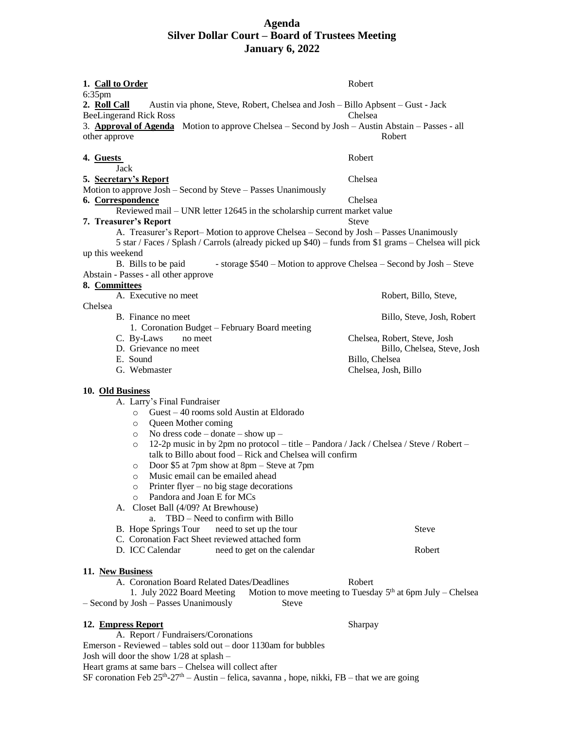# Agenda
# Silver Dollar Court – Board of Trustees Meeting
# January 6, 2022

1. **Call to Order** Robert

6:35pm

2. **Roll Call** Austin via phone, Steve, Robert, Chelsea and Josh – Billo Apbsent – Gust - Jack BeeLingerand Rick Ross Chelsea

3. **Approval of Agenda** Motion to approve Chelsea – Second by Josh – Austin Abstain – Passes - all other approve Robert

4. **Guests** Robert
   Jack

5. **Secretary's Report** Chelsea
   Motion to approve Josh – Second by Steve – Passes Unanimously

6. **Correspondence** Chelsea
   Reviewed mail – UNR letter 12645 in the scholarship current market value

7. **Treasurer's Report** Steve
   A. Treasurer's Report– Motion to approve Chelsea – Second by Josh – Passes Unanimously
   5 star / Faces / Splash / Carrols (already picked up $40) – funds from $1 grams – Chelsea will pick up this weekend
   B. Bills to be paid - storage $540 – Motion to approve Chelsea – Second by Josh – Steve Abstain - Passes - all other approve

8. **Committees**
   A. Executive no meet — Robert, Billo, Steve, Chelsea
   B. Finance no meet — Billo, Steve, Josh, Robert
      1. Coronation Budget – February Board meeting
   C. By-Laws no meet — Chelsea, Robert, Steve, Josh
   D. Grievance no meet — Billo, Chelsea, Steve, Josh
   E. Sound — Billo, Chelsea
   G. Webmaster — Chelsea, Josh, Billo

10. **Old Business**
   A. Larry's Final Fundraiser
      - Guest – 40 rooms sold Austin at Eldorado
      - Queen Mother coming
      - No dress code – donate – show up –
      - 12-2p music in by 2pm no protocol – title – Pandora / Jack / Chelsea / Steve / Robert – talk to Billo about food – Rick and Chelsea will confirm
      - Door $5 at 7pm show at 8pm – Steve at 7pm
      - Music email can be emailed ahead
      - Printer flyer – no big stage decorations
      - Pandora and Joan E for MCs
   A. Closet Ball (4/09? At Brewhouse)
      a. TBD – Need to confirm with Billo
   B. Hope Springs Tour need to set up the tour — Steve
   C. Coronation Fact Sheet reviewed attached form
   D. ICC Calendar need to get on the calendar — Robert

11. **New Business**
   A. Coronation Board Related Dates/Deadlines — Robert
      1. July 2022 Board Meeting Motion to move meeting to Tuesday 5th at 6pm July – Chelsea – Second by Josh – Passes Unanimously — Steve

12. **Empress Report** Sharpay
   A. Report / Fundraisers/Coronations

Emerson - Reviewed – tables sold out – door 1130am for bubbles
Josh will door the show 1/28 at splash –
Heart grams at same bars – Chelsea will collect after
SF coronation Feb 25th-27th – Austin – felica, savanna , hope, nikki, FB – that we are going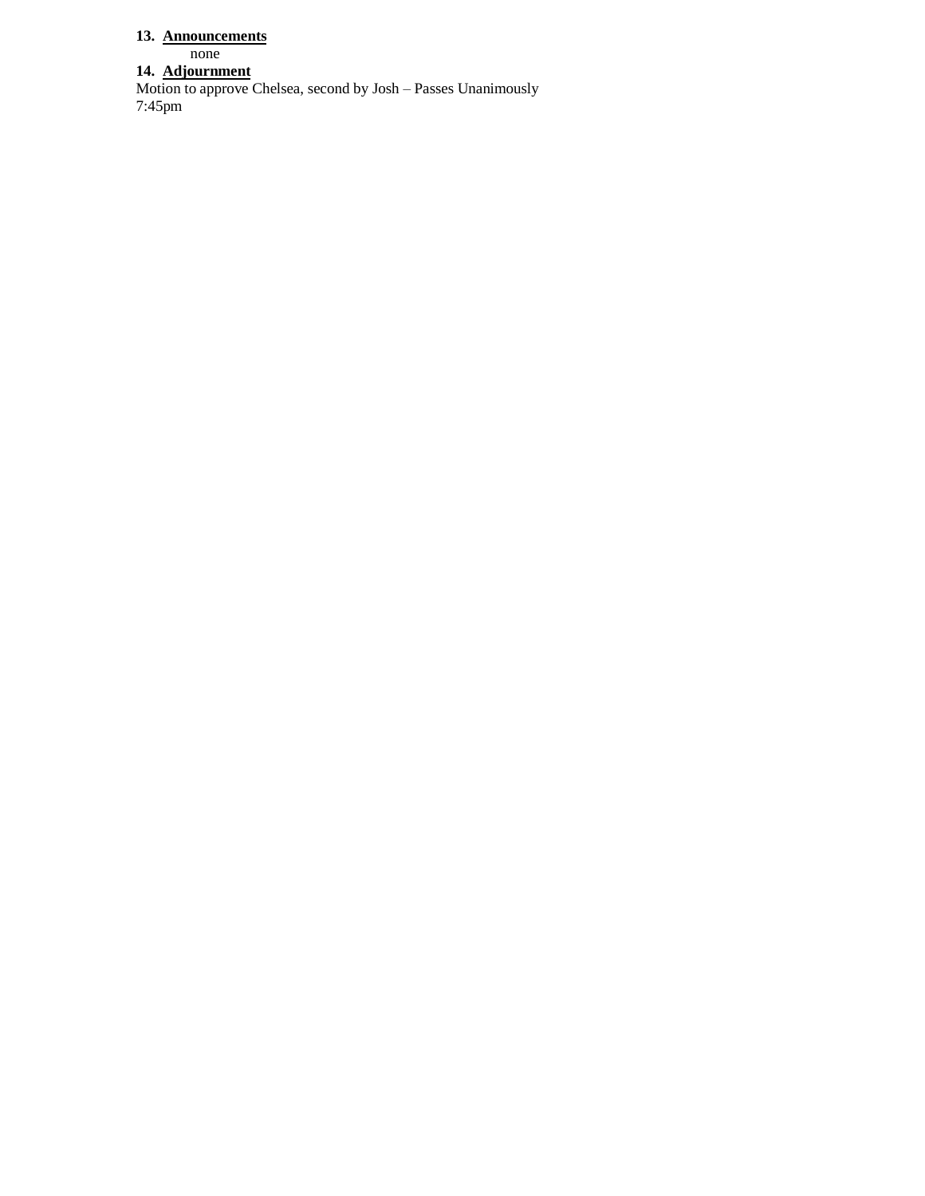13. **Announcements**

    none

14. **Adjournment**

Motion to approve Chelsea, second by Josh – Passes Unanimously
7:45pm